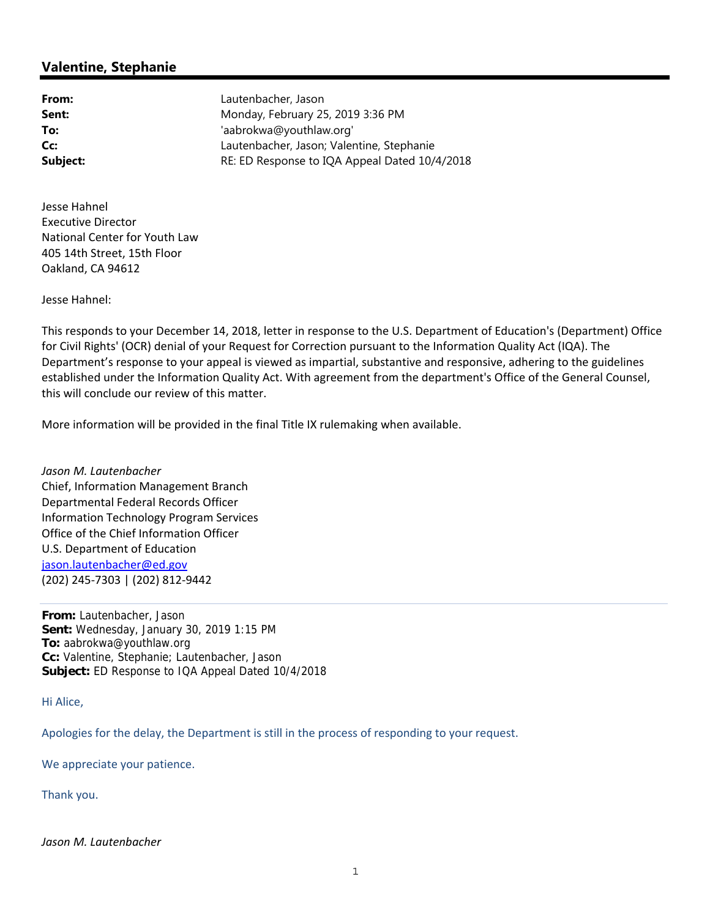## Valentine, Stephanie

**From:** Lautenbacher, Jason
**Sent:** Monday, February 25, 2019 3:36 PM
**To:** 'aabrokwa@youthlaw.org'
**Cc:** Lautenbacher, Jason; Valentine, Stephanie
**Subject:** RE: ED Response to IQA Appeal Dated 10/4/2018

Jesse Hahnel
Executive Director
National Center for Youth Law
405 14th Street, 15th Floor
Oakland, CA 94612

Jesse Hahnel:

This responds to your December 14, 2018, letter in response to the U.S. Department of Education's (Department) Office for Civil Rights' (OCR) denial of your Request for Correction pursuant to the Information Quality Act (IQA). The Department's response to your appeal is viewed as impartial, substantive and responsive, adhering to the guidelines established under the Information Quality Act. With agreement from the department's Office of the General Counsel, this will conclude our review of this matter.

More information will be provided in the final Title IX rulemaking when available.

*Jason M. Lautenbacher*
Chief, Information Management Branch
Departmental Federal Records Officer
Information Technology Program Services
Office of the Chief Information Officer
U.S. Department of Education
jason.lautenbacher@ed.gov
(202) 245-7303 | (202) 812-9442

---

**From:** Lautenbacher, Jason
**Sent:** Wednesday, January 30, 2019 1:15 PM
**To:** aabrokwa@youthlaw.org
**Cc:** Valentine, Stephanie; Lautenbacher, Jason
**Subject:** ED Response to IQA Appeal Dated 10/4/2018

Hi Alice,

Apologies for the delay, the Department is still in the process of responding to your request.

We appreciate your patience.

Thank you.

*Jason M. Lautenbacher*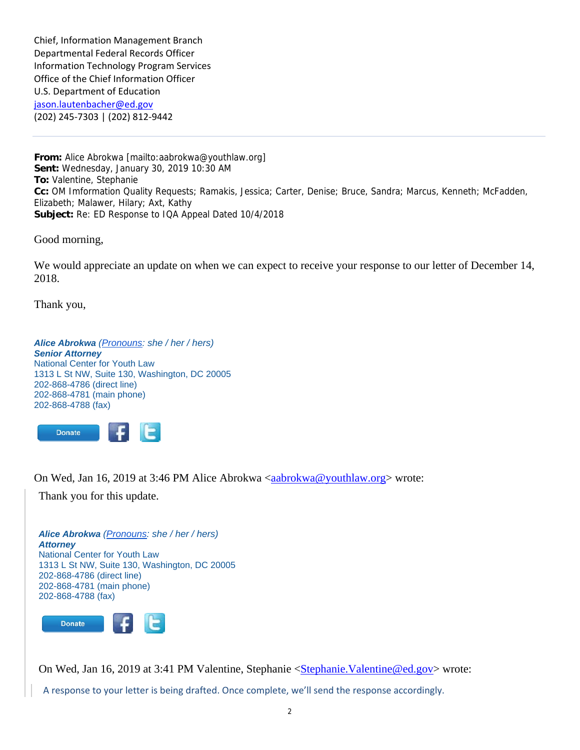Chief, Information Management Branch
Departmental Federal Records Officer
Information Technology Program Services
Office of the Chief Information Officer
U.S. Department of Education
jason.lautenbacher@ed.gov
(202) 245-7303 | (202) 812-9442

---

**From:** Alice Abrokwa [mailto:aabrokwa@youthlaw.org]
**Sent:** Wednesday, January 30, 2019 10:30 AM
**To:** Valentine, Stephanie
**Cc:** OM Imformation Quality Requests; Ramakis, Jessica; Carter, Denise; Bruce, Sandra; Marcus, Kenneth; McFadden, Elizabeth; Malawer, Hilary; Axt, Kathy
**Subject:** Re: ED Response to IQA Appeal Dated 10/4/2018

Good morning,

We would appreciate an update on when we can expect to receive your response to our letter of December 14, 2018.

Thank you,

***Alice Abrokwa*** *(Pronouns: she / her / hers)*
***Senior Attorney***
National Center for Youth Law
1313 L St NW, Suite 130, Washington, DC 20005
202-868-4786 (direct line)
202-868-4781 (main phone)
202-868-4788 (fax)

Donate

On Wed, Jan 16, 2019 at 3:46 PM Alice Abrokwa <aabrokwa@youthlaw.org> wrote:

> Thank you for this update.
>
> ***Alice Abrokwa*** *(Pronouns: she / her / hers)*
> ***Attorney***
> National Center for Youth Law
> 1313 L St NW, Suite 130, Washington, DC 20005
> 202-868-4786 (direct line)
> 202-868-4781 (main phone)
> 202-868-4788 (fax)
>
> Donate
>
> On Wed, Jan 16, 2019 at 3:41 PM Valentine, Stephanie <Stephanie.Valentine@ed.gov> wrote:
>
> > A response to your letter is being drafted. Once complete, we'll send the response accordingly.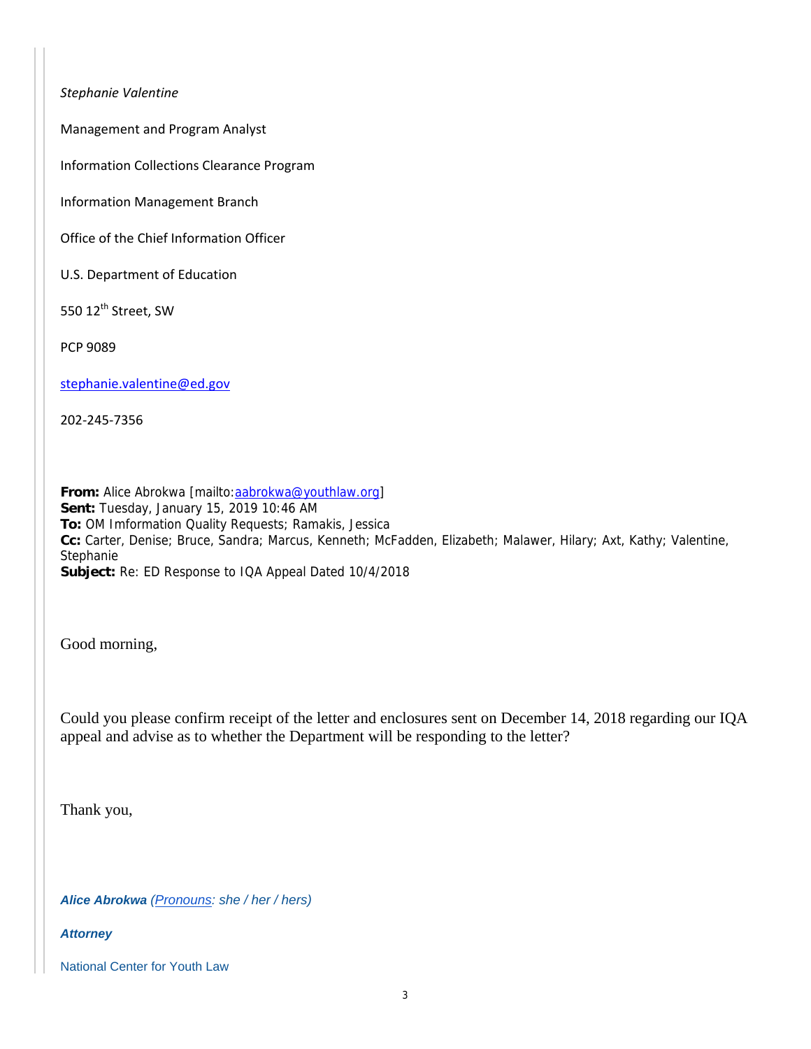*Stephanie Valentine*

Management and Program Analyst

Information Collections Clearance Program

Information Management Branch

Office of the Chief Information Officer

U.S. Department of Education

550 12th Street, SW

PCP 9089

stephanie.valentine@ed.gov

202-245-7356

**From:** Alice Abrokwa [mailto:aabrokwa@youthlaw.org]
**Sent:** Tuesday, January 15, 2019 10:46 AM
**To:** OM Imformation Quality Requests; Ramakis, Jessica
**Cc:** Carter, Denise; Bruce, Sandra; Marcus, Kenneth; McFadden, Elizabeth; Malawer, Hilary; Axt, Kathy; Valentine, Stephanie
**Subject:** Re: ED Response to IQA Appeal Dated 10/4/2018

Good morning,

Could you please confirm receipt of the letter and enclosures sent on December 14, 2018 regarding our IQA appeal and advise as to whether the Department will be responding to the letter?

Thank you,

***Alice Abrokwa*** *(Pronouns: she / her / hers)*

***Attorney***

National Center for Youth Law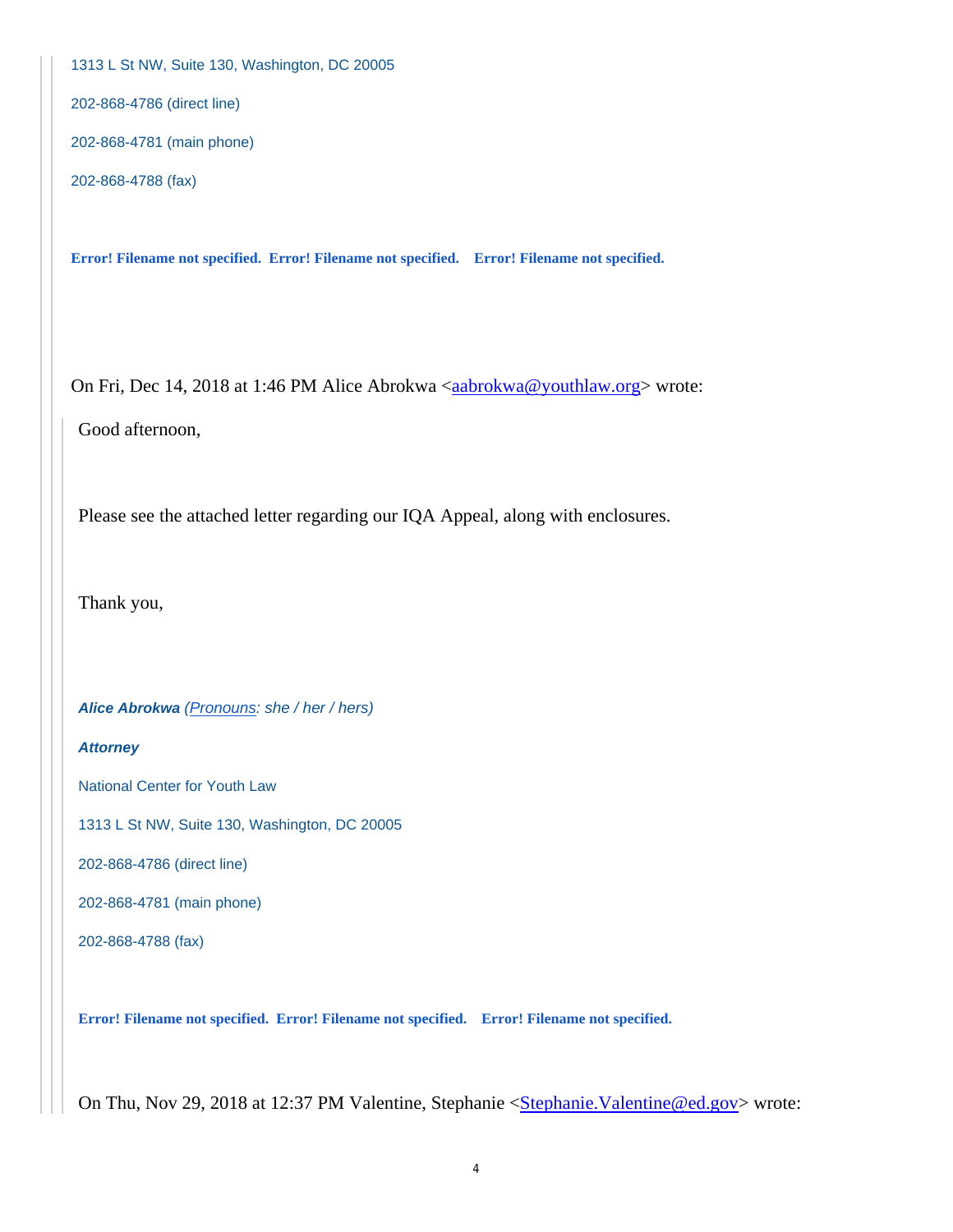1313 L St NW, Suite 130, Washington, DC 20005

202-868-4786 (direct line)

202-868-4781 (main phone)

202-868-4788 (fax)

**Error! Filename not specified. Error! Filename not specified. Error! Filename not specified.**

On Fri, Dec 14, 2018 at 1:46 PM Alice Abrokwa <aabrokwa@youthlaw.org> wrote:

Good afternoon,

Please see the attached letter regarding our IQA Appeal, along with enclosures.

Thank you,

***Alice Abrokwa*** *(Pronouns: she / her / hers)*

***Attorney***

National Center for Youth Law

1313 L St NW, Suite 130, Washington, DC 20005

202-868-4786 (direct line)

202-868-4781 (main phone)

202-868-4788 (fax)

**Error! Filename not specified. Error! Filename not specified. Error! Filename not specified.**

On Thu, Nov 29, 2018 at 12:37 PM Valentine, Stephanie <Stephanie.Valentine@ed.gov> wrote: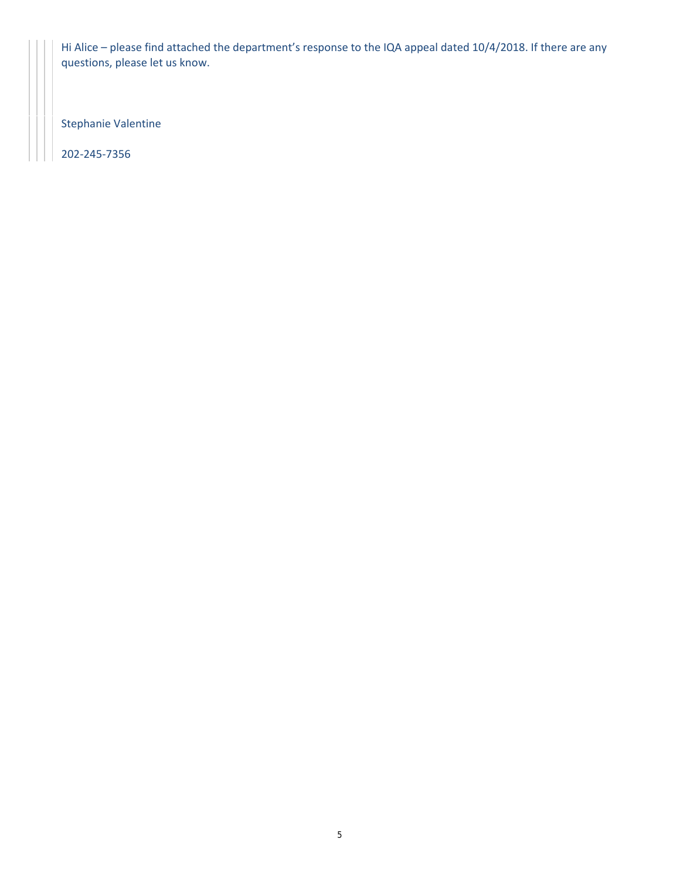Hi Alice – please find attached the department's response to the IQA appeal dated 10/4/2018. If there are any questions, please let us know.

Stephanie Valentine

202-245-7356